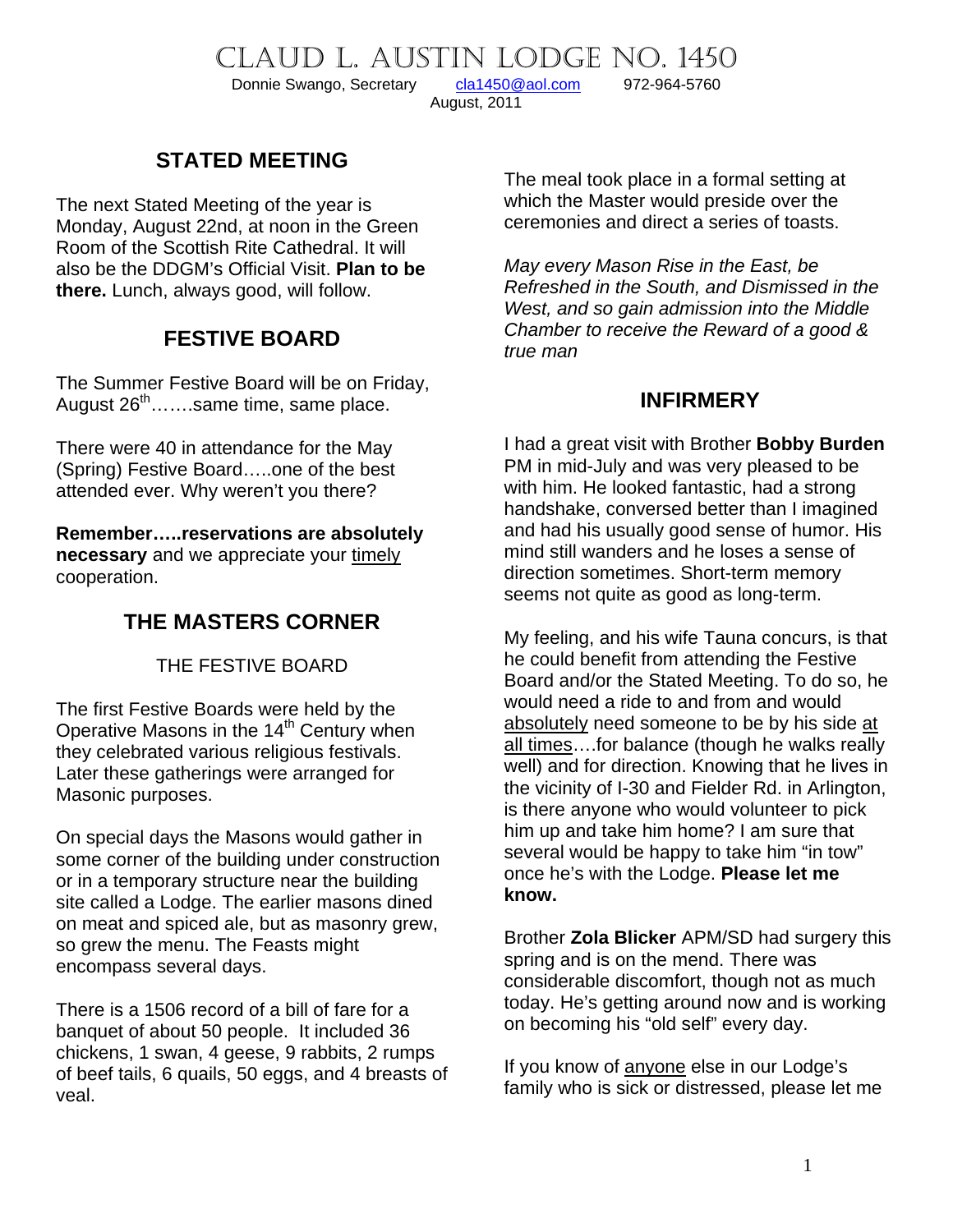# CLAUD L. AUSTIN LODGE NO. 1450

Donnie Swango, Secretary     cla1450@aol.com     972-964-5760

August, 2011

## STATED MEETING

The next Stated Meeting of the year is Monday, August 22nd, at noon in the Green Room of the Scottish Rite Cathedral. It will also be the DDGM's Official Visit. **Plan to be there.** Lunch, always good, will follow.

## FESTIVE BOARD

The Summer Festive Board will be on Friday, August 26th…….same time, same place.

There were 40 in attendance for the May (Spring) Festive Board…..one of the best attended ever. Why weren't you there?

**Remember…..reservations are absolutely necessary** and we appreciate your timely cooperation.

## THE MASTERS CORNER

THE FESTIVE BOARD

The first Festive Boards were held by the Operative Masons in the 14th Century when they celebrated various religious festivals. Later these gatherings were arranged for Masonic purposes.

On special days the Masons would gather in some corner of the building under construction or in a temporary structure near the building site called a Lodge. The earlier masons dined on meat and spiced ale, but as masonry grew, so grew the menu. The Feasts might encompass several days.

There is a 1506 record of a bill of fare for a banquet of about 50 people. It included 36 chickens, 1 swan, 4 geese, 9 rabbits, 2 rumps of beef tails, 6 quails, 50 eggs, and 4 breasts of veal.

The meal took place in a formal setting at which the Master would preside over the ceremonies and direct a series of toasts.

*May every Mason Rise in the East, be Refreshed in the South, and Dismissed in the West, and so gain admission into the Middle Chamber to receive the Reward of a good & true man*

## INFIRMERY

I had a great visit with Brother **Bobby Burden** PM in mid-July and was very pleased to be with him. He looked fantastic, had a strong handshake, conversed better than I imagined and had his usually good sense of humor. His mind still wanders and he loses a sense of direction sometimes. Short-term memory seems not quite as good as long-term.

My feeling, and his wife Tauna concurs, is that he could benefit from attending the Festive Board and/or the Stated Meeting. To do so, he would need a ride to and from and would absolutely need someone to be by his side at all times….for balance (though he walks really well) and for direction. Knowing that he lives in the vicinity of I-30 and Fielder Rd. in Arlington, is there anyone who would volunteer to pick him up and take him home? I am sure that several would be happy to take him "in tow" once he's with the Lodge. **Please let me know.**

Brother **Zola Blicker** APM/SD had surgery this spring and is on the mend. There was considerable discomfort, though not as much today. He's getting around now and is working on becoming his "old self" every day.

If you know of anyone else in our Lodge's family who is sick or distressed, please let me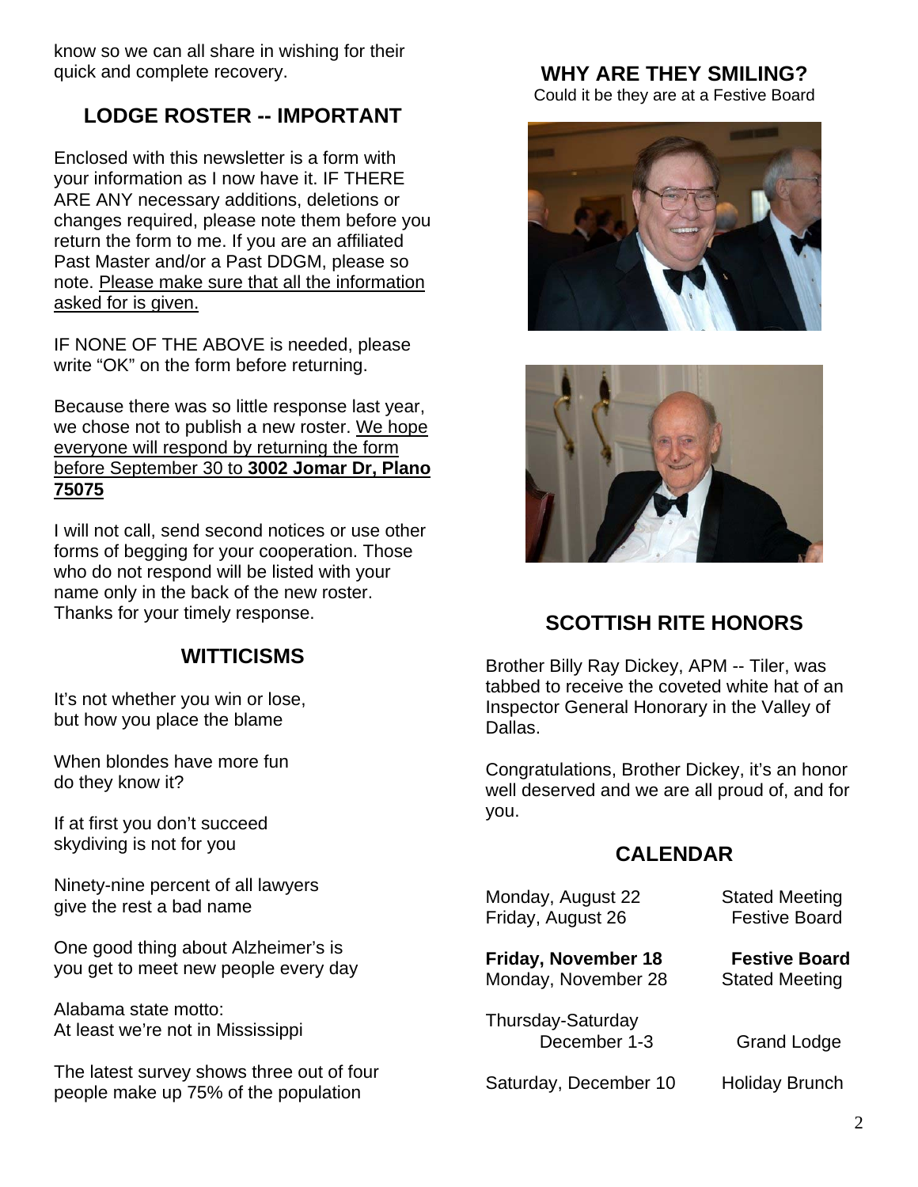know so we can all share in wishing for their quick and complete recovery.

## LODGE ROSTER -- IMPORTANT

Enclosed with this newsletter is a form with your information as I now have it. IF THERE ARE ANY necessary additions, deletions or changes required, please note them before you return the form to me. If you are an affiliated Past Master and/or a Past DDGM, please so note. Please make sure that all the information asked for is given.

IF NONE OF THE ABOVE is needed, please write "OK" on the form before returning.

Because there was so little response last year, we chose not to publish a new roster. We hope everyone will respond by returning the form before September 30 to **3002 Jomar Dr, Plano 75075**

I will not call, send second notices or use other forms of begging for your cooperation. Those who do not respond will be listed with your name only in the back of the new roster. Thanks for your timely response.

## WITTICISMS

It's not whether you win or lose,
but how you place the blame

When blondes have more fun
do they know it?

If at first you don't succeed
skydiving is not for you

Ninety-nine percent of all lawyers
give the rest a bad name

One good thing about Alzheimer's is
you get to meet new people every day

Alabama state motto:
At least we're not in Mississippi

The latest survey shows three out of four
people make up 75% of the population

## WHY ARE THEY SMILING?

Could it be they are at a Festive Board

## SCOTTISH RITE HONORS

Brother Billy Ray Dickey, APM -- Tiler, was tabbed to receive the coveted white hat of an Inspector General Honorary in the Valley of Dallas.

Congratulations, Brother Dickey, it's an honor well deserved and we are all proud of, and for you.

## CALENDAR

| | |
|---|---|
| Monday, August 22 | Stated Meeting |
| Friday, August 26 | Festive Board |
| **Friday, November 18** | **Festive Board** |
| Monday, November 28 | Stated Meeting |
| Thursday-Saturday December 1-3 | Grand Lodge |
| Saturday, December 10 | Holiday Brunch |